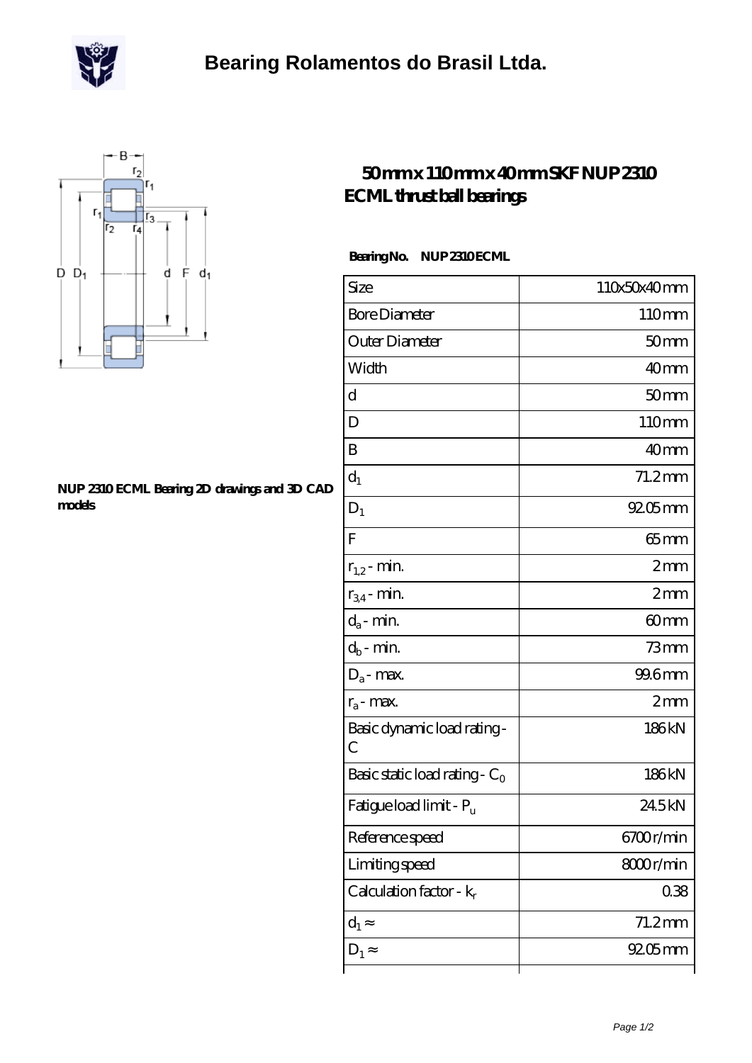# Bearing Rolamentos do Brasil Ltda.

## 50 mm x 110 mm x 40 mm SKF NUP 2310 ECML thrust ball bearings

NUP 2310 ECML Bearing 2D drawings and 3D CAD models

**Bearing No. NUP 2310 ECML**

| Size | 110x50x40 mm |
|---|---|
| Bore Diameter | 110 mm |
| Outer Diameter | 50 mm |
| Width | 40 mm |
| d | 50 mm |
| D | 110 mm |
| B | 40 mm |
| $d_1$ | 71.2 mm |
| $D_1$ | 92.05 mm |
| F | 65 mm |
| $r_{1,2}$ - min. | 2 mm |
| $r_{3,4}$ - min. | 2 mm |
| $d_a$ - min. | 60 mm |
| $d_b$ - min. | 73 mm |
| $D_a$ - max. | 99.6 mm |
| $r_a$ - max. | 2 mm |
| Basic dynamic load rating - C | 186 kN |
| Basic static load rating - $C_0$ | 186 kN |
| Fatigue load limit - $P_u$ | 24.5 kN |
| Reference speed | 6700 r/min |
| Limiting speed | 8000 r/min |
| Calculation factor - $k_r$ | 0.38 |
| $d_1 \approx$ | 71.2 mm |
| $D_1 \approx$ | 92.05 mm |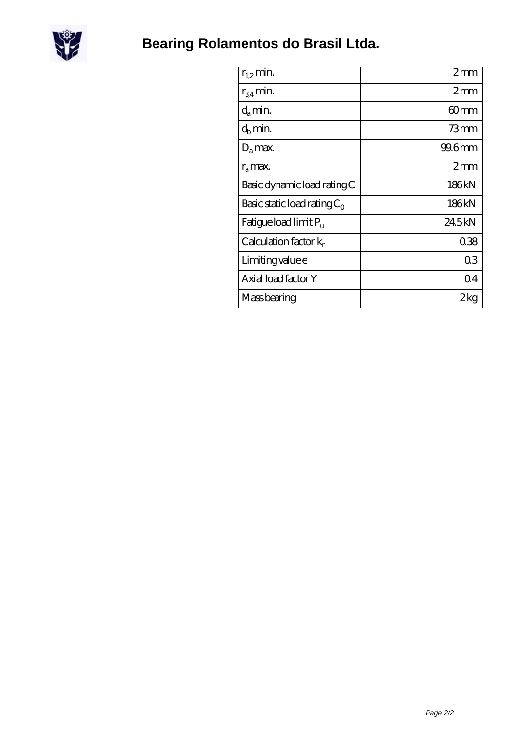| | |
|---|---|
| $r_{1,2}$ min. | 2 mm |
| $r_{3,4}$ min. | 2 mm |
| $d_a$ min. | 60 mm |
| $d_b$ min. | 73 mm |
| $D_a$ max. | 99.6 mm |
| $r_a$ max. | 2 mm |
| Basic dynamic load rating C | 186 kN |
| Basic static load rating $C_0$ | 186 kN |
| Fatigue load limit $P_u$ | 24.5 kN |
| Calculation factor $k_r$ | 0.38 |
| Limiting value e | 0.3 |
| Axial load factor Y | 0.4 |
| Mass bearing | 2 kg |